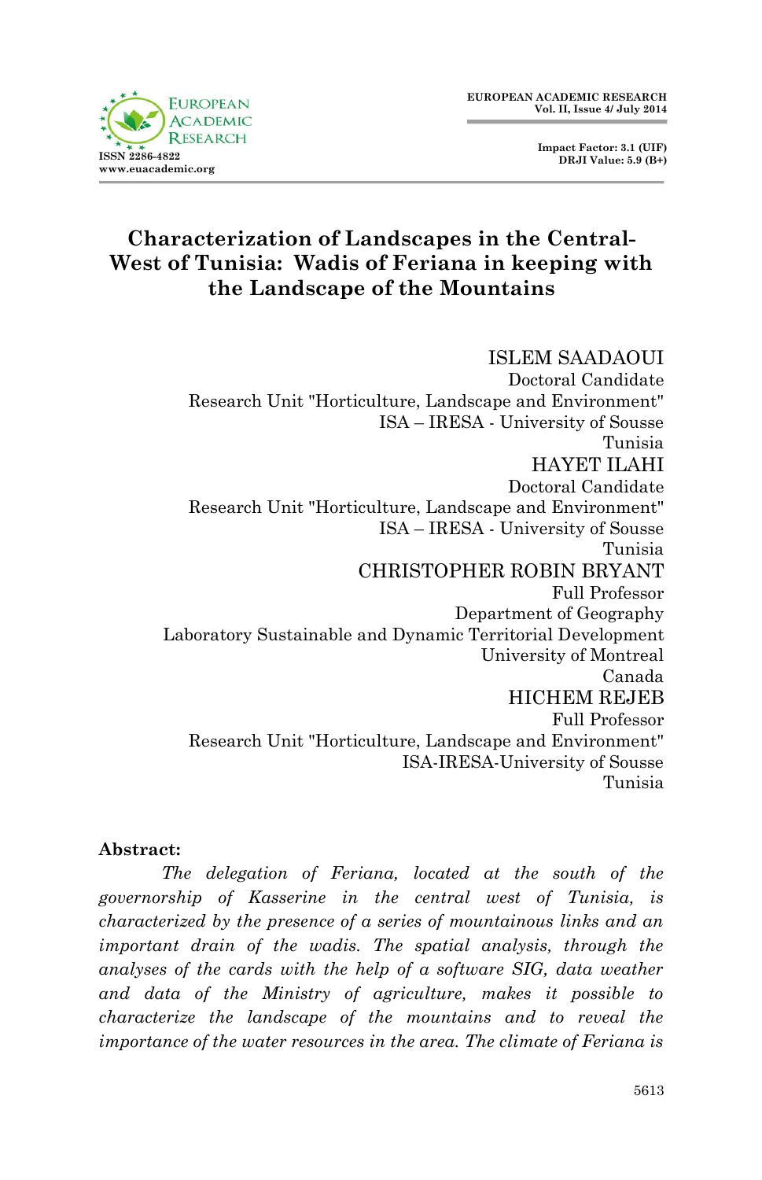# Characterization of Landscapes in the Central-West of Tunisia: Wadis of Feriana in keeping with the Landscape of the Mountains

ISLEM SAADAOUI
Doctoral Candidate
Research Unit "Horticulture, Landscape and Environment"
ISA – IRESA - University of Sousse
Tunisia

HAYET ILAHI
Doctoral Candidate
Research Unit "Horticulture, Landscape and Environment"
ISA – IRESA - University of Sousse
Tunisia

CHRISTOPHER ROBIN BRYANT
Full Professor
Department of Geography
Laboratory Sustainable and Dynamic Territorial Development
University of Montreal
Canada

HICHEM REJEB
Full Professor
Research Unit "Horticulture, Landscape and Environment"
ISA-IRESA-University of Sousse
Tunisia

**Abstract:**

*The delegation of Feriana, located at the south of the governorship of Kasserine in the central west of Tunisia, is characterized by the presence of a series of mountainous links and an important drain of the wadis. The spatial analysis, through the analyses of the cards with the help of a software SIG, data weather and data of the Ministry of agriculture, makes it possible to characterize the landscape of the mountains and to reveal the importance of the water resources in the area. The climate of Feriana is*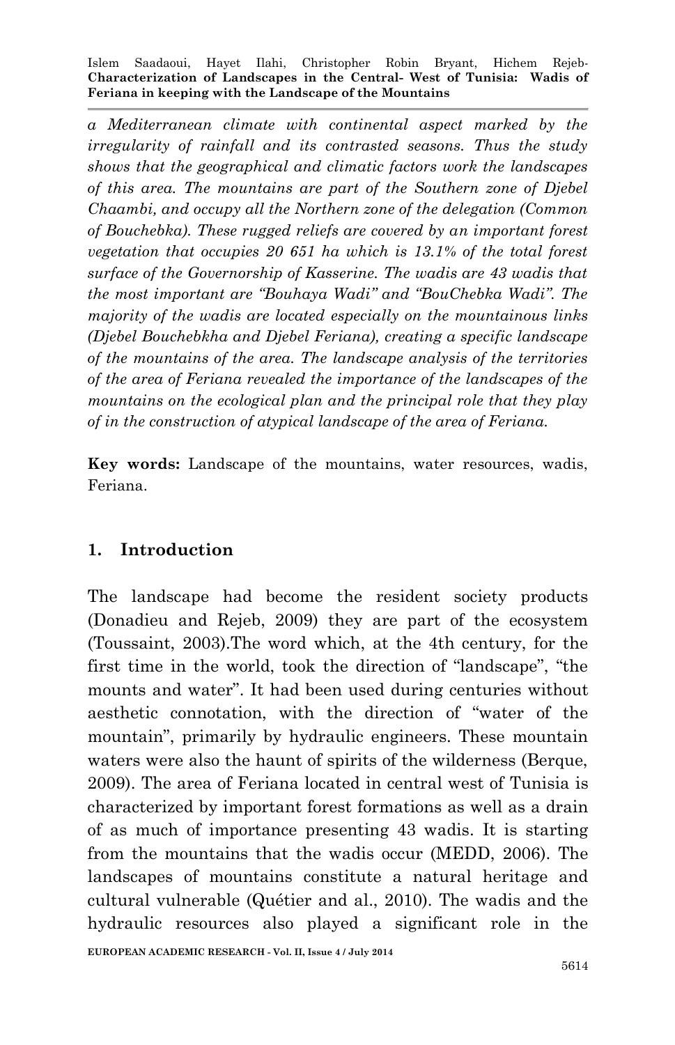*a Mediterranean climate with continental aspect marked by the irregularity of rainfall and its contrasted seasons. Thus the study shows that the geographical and climatic factors work the landscapes of this area. The mountains are part of the Southern zone of Djebel Chaambi, and occupy all the Northern zone of the delegation (Common of Bouchebka). These rugged reliefs are covered by an important forest vegetation that occupies 20 651 ha which is 13.1% of the total forest surface of the Governorship of Kasserine. The wadis are 43 wadis that the most important are "Bouhaya Wadi" and "BouChebka Wadi". The majority of the wadis are located especially on the mountainous links (Djebel Bouchebkha and Djebel Feriana), creating a specific landscape of the mountains of the area. The landscape analysis of the territories of the area of Feriana revealed the importance of the landscapes of the mountains on the ecological plan and the principal role that they play of in the construction of atypical landscape of the area of Feriana.*

**Key words:** Landscape of the mountains, water resources, wadis, Feriana.

## 1. Introduction

The landscape had become the resident society products (Donadieu and Rejeb, 2009) they are part of the ecosystem (Toussaint, 2003).The word which, at the 4th century, for the first time in the world, took the direction of "landscape", "the mounts and water". It had been used during centuries without aesthetic connotation, with the direction of "water of the mountain", primarily by hydraulic engineers. These mountain waters were also the haunt of spirits of the wilderness (Berque, 2009). The area of Feriana located in central west of Tunisia is characterized by important forest formations as well as a drain of as much of importance presenting 43 wadis. It is starting from the mountains that the wadis occur (MEDD, 2006). The landscapes of mountains constitute a natural heritage and cultural vulnerable (Quétier and al., 2010). The wadis and the hydraulic resources also played a significant role in the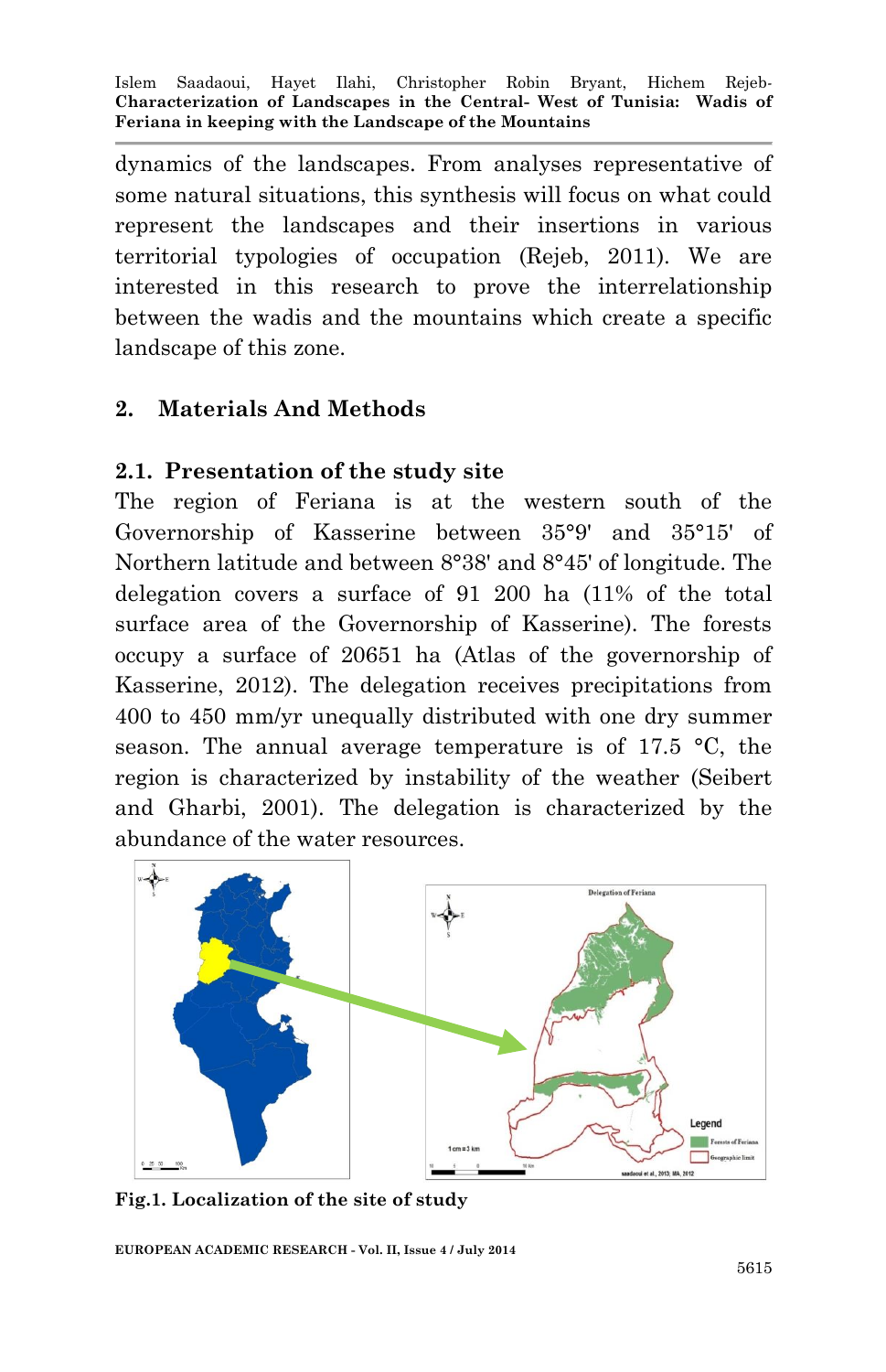dynamics of the landscapes. From analyses representative of some natural situations, this synthesis will focus on what could represent the landscapes and their insertions in various territorial typologies of occupation (Rejeb, 2011). We are interested in this research to prove the interrelationship between the wadis and the mountains which create a specific landscape of this zone.

## 2. Materials And Methods

### 2.1. Presentation of the study site

The region of Feriana is at the western south of the Governorship of Kasserine between 35°9' and 35°15' of Northern latitude and between 8°38' and 8°45' of longitude. The delegation covers a surface of 91 200 ha (11% of the total surface area of the Governorship of Kasserine). The forests occupy a surface of 20651 ha (Atlas of the governorship of Kasserine, 2012). The delegation receives precipitations from 400 to 450 mm/yr unequally distributed with one dry summer season. The annual average temperature is of 17.5 °C, the region is characterized by instability of the weather (Seibert and Gharbi, 2001). The delegation is characterized by the abundance of the water resources.

**Fig.1. Localization of the site of study**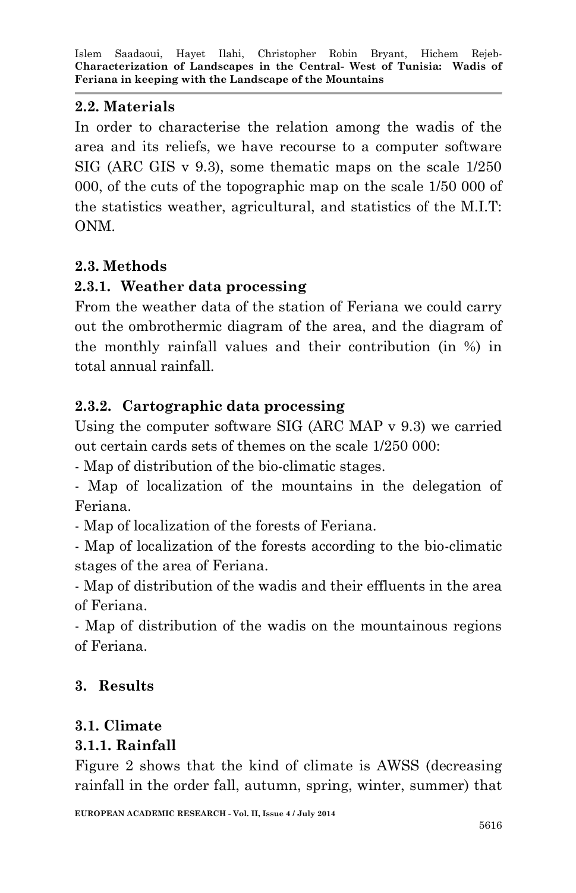### 2.2. Materials

In order to characterise the relation among the wadis of the area and its reliefs, we have recourse to a computer software SIG (ARC GIS v 9.3), some thematic maps on the scale 1/250 000, of the cuts of the topographic map on the scale 1/50 000 of the statistics weather, agricultural, and statistics of the M.I.T: ONM.

### 2.3. Methods

#### 2.3.1. Weather data processing

From the weather data of the station of Feriana we could carry out the ombrothermic diagram of the area, and the diagram of the monthly rainfall values and their contribution (in %) in total annual rainfall.

#### 2.3.2. Cartographic data processing

Using the computer software SIG (ARC MAP v 9.3) we carried out certain cards sets of themes on the scale 1/250 000:

- Map of distribution of the bio-climatic stages.
- Map of localization of the mountains in the delegation of Feriana.
- Map of localization of the forests of Feriana.
- Map of localization of the forests according to the bio-climatic stages of the area of Feriana.
- Map of distribution of the wadis and their effluents in the area of Feriana.
- Map of distribution of the wadis on the mountainous regions of Feriana.

## 3. Results

### 3.1. Climate

#### 3.1.1. Rainfall

Figure 2 shows that the kind of climate is AWSS (decreasing rainfall in the order fall, autumn, spring, winter, summer) that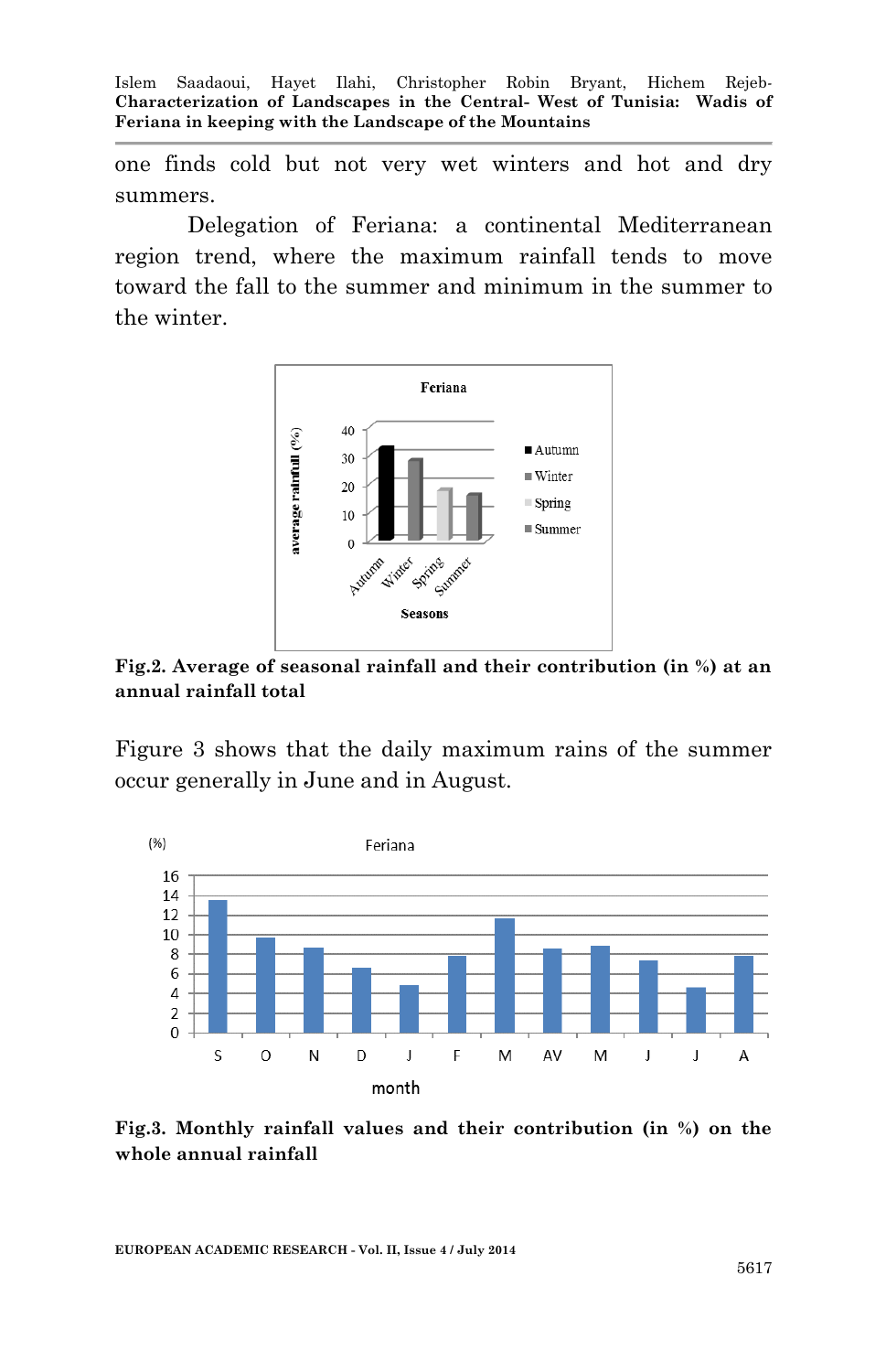one finds cold but not very wet winters and hot and dry summers.

Delegation of Feriana: a continental Mediterranean region trend, where the maximum rainfall tends to move toward the fall to the summer and minimum in the summer to the winter.

**Fig.2. Average of seasonal rainfall and their contribution (in %) at an annual rainfall total**

Figure 3 shows that the daily maximum rains of the summer occur generally in June and in August.

**Fig.3. Monthly rainfall values and their contribution (in %) on the whole annual rainfall**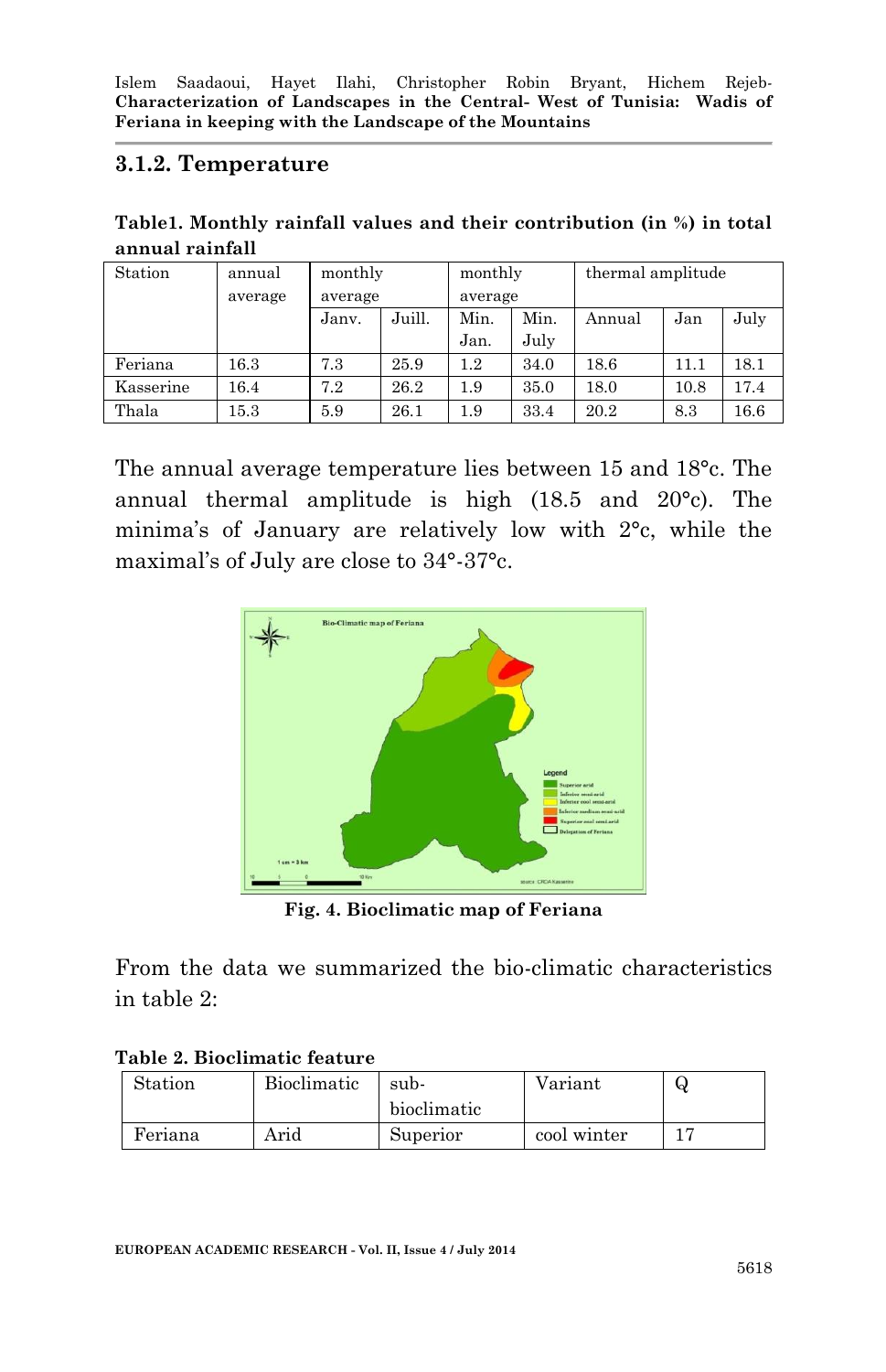### 3.1.2. Temperature

**Table1. Monthly rainfall values and their contribution (in %) in total annual rainfall**

| Station | annual average | monthly average | | monthly average | | thermal amplitude | | |
|---|---|---|---|---|---|---|---|---|
| | | Janv. | Juill. | Min. Jan. | Min. July | Annual | Jan | July |
| Feriana | 16.3 | 7.3 | 25.9 | 1.2 | 34.0 | 18.6 | 11.1 | 18.1 |
| Kasserine | 16.4 | 7.2 | 26.2 | 1.9 | 35.0 | 18.0 | 10.8 | 17.4 |
| Thala | 15.3 | 5.9 | 26.1 | 1.9 | 33.4 | 20.2 | 8.3 | 16.6 |

The annual average temperature lies between 15 and 18°c. The annual thermal amplitude is high (18.5 and 20°c). The minima's of January are relatively low with 2°c, while the maximal's of July are close to 34°-37°c.

**Fig. 4. Bioclimatic map of Feriana**

From the data we summarized the bio-climatic characteristics in table 2:

**Table 2. Bioclimatic feature**

| Station | Bioclimatic | sub-bioclimatic | Variant | Q |
|---|---|---|---|---|
| Feriana | Arid | Superior | cool winter | 17 |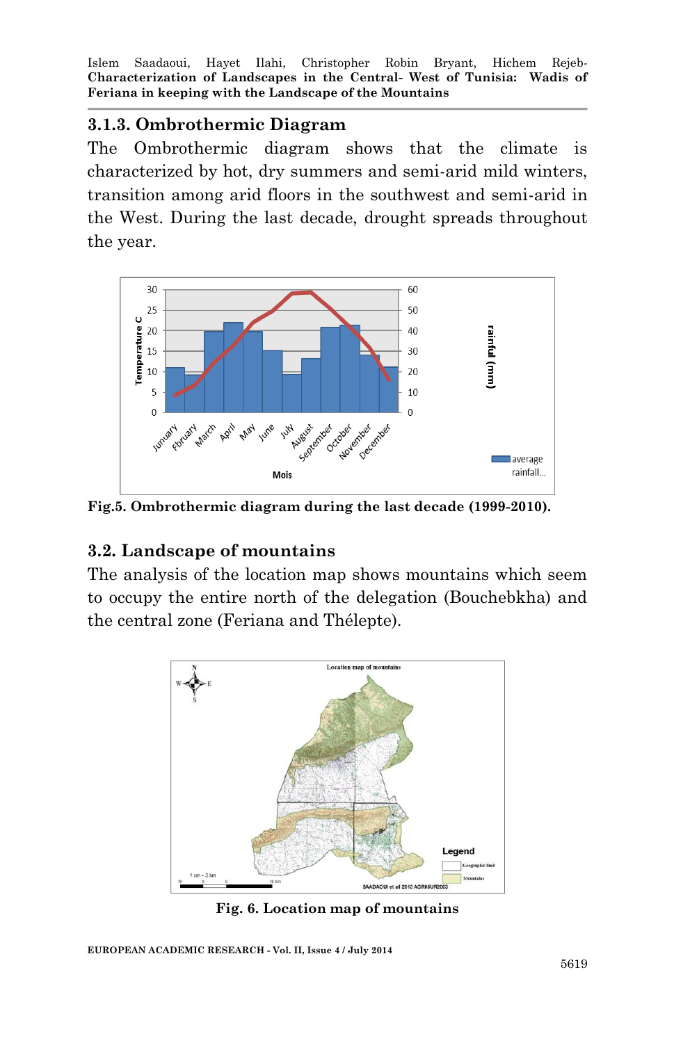### 3.1.3. Ombrothermic Diagram

The Ombrothermic diagram shows that the climate is characterized by hot, dry summers and semi-arid mild winters, transition among arid floors in the southwest and semi-arid in the West. During the last decade, drought spreads throughout the year.

**Fig.5. Ombrothermic diagram during the last decade (1999-2010).**

### 3.2. Landscape of mountains

The analysis of the location map shows mountains which seem to occupy the entire north of the delegation (Bouchebkha) and the central zone (Feriana and Thélepte).

**Fig. 6. Location map of mountains**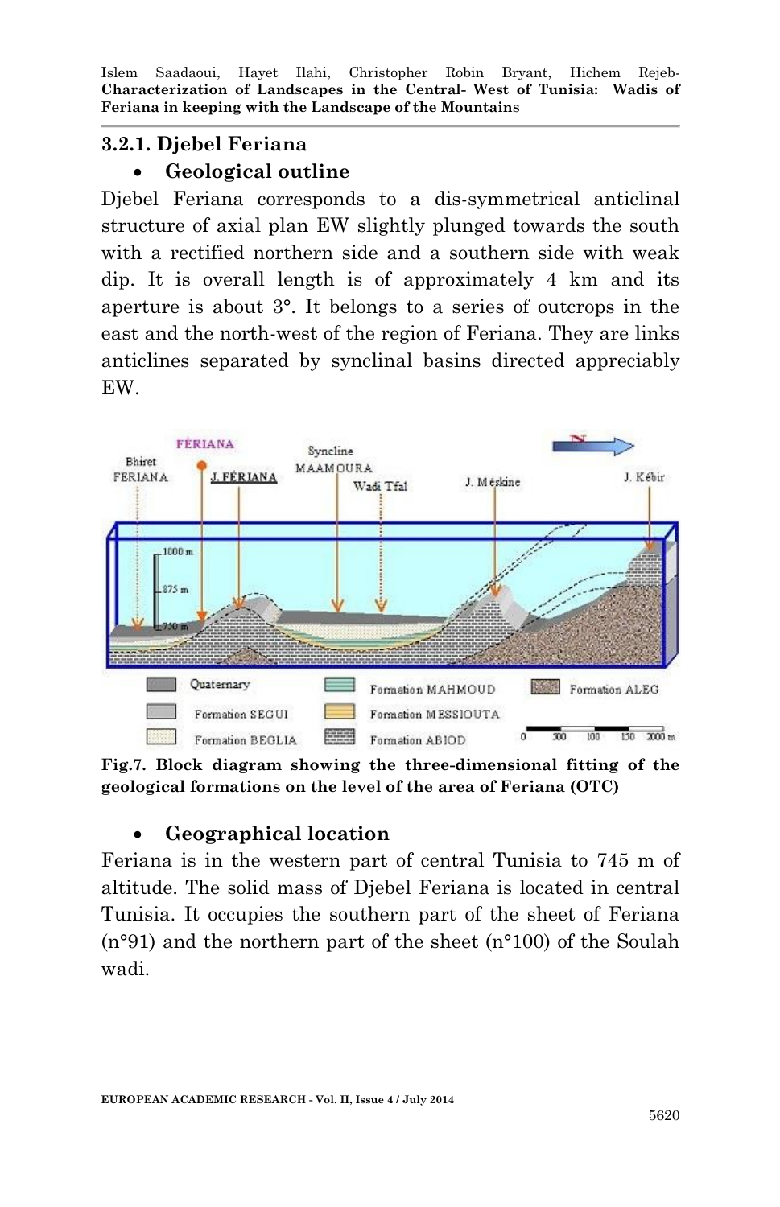### 3.2.1. Djebel Feriana

- **Geological outline**

Djebel Feriana corresponds to a dis-symmetrical anticlinal structure of axial plan EW slightly plunged towards the south with a rectified northern side and a southern side with weak dip. It is overall length is of approximately 4 km and its aperture is about 3°. It belongs to a series of outcrops in the east and the north-west of the region of Feriana. They are links anticlines separated by synclinal basins directed appreciably EW.

**Fig.7. Block diagram showing the three-dimensional fitting of the geological formations on the level of the area of Feriana (OTC)**

- **Geographical location**

Feriana is in the western part of central Tunisia to 745 m of altitude. The solid mass of Djebel Feriana is located in central Tunisia. It occupies the southern part of the sheet of Feriana (n°91) and the northern part of the sheet (n°100) of the Soulah wadi.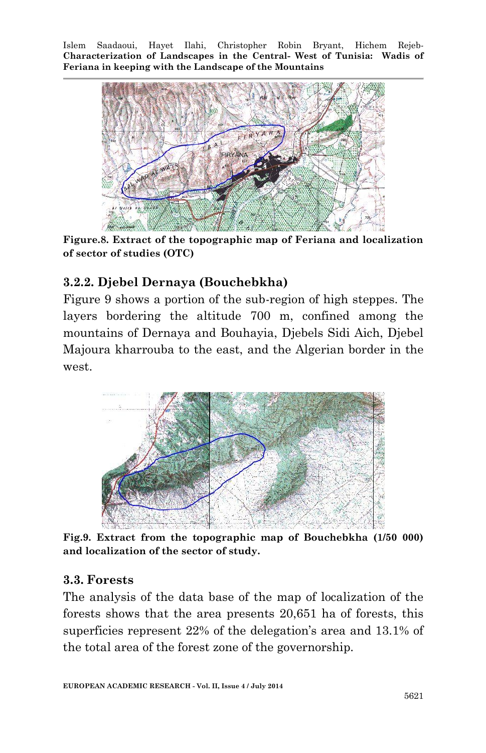**Figure.8. Extract of the topographic map of Feriana and localization of sector of studies (OTC)**

### 3.2.2. Djebel Dernaya (Bouchebkha)

Figure 9 shows a portion of the sub-region of high steppes. The layers bordering the altitude 700 m, confined among the mountains of Dernaya and Bouhayia, Djebels Sidi Aich, Djebel Majoura kharrouba to the east, and the Algerian border in the west.

**Fig.9. Extract from the topographic map of Bouchebkha (1/50 000) and localization of the sector of study.**

### 3.3. Forests

The analysis of the data base of the map of localization of the forests shows that the area presents 20,651 ha of forests, this superficies represent 22% of the delegation's area and 13.1% of the total area of the forest zone of the governorship.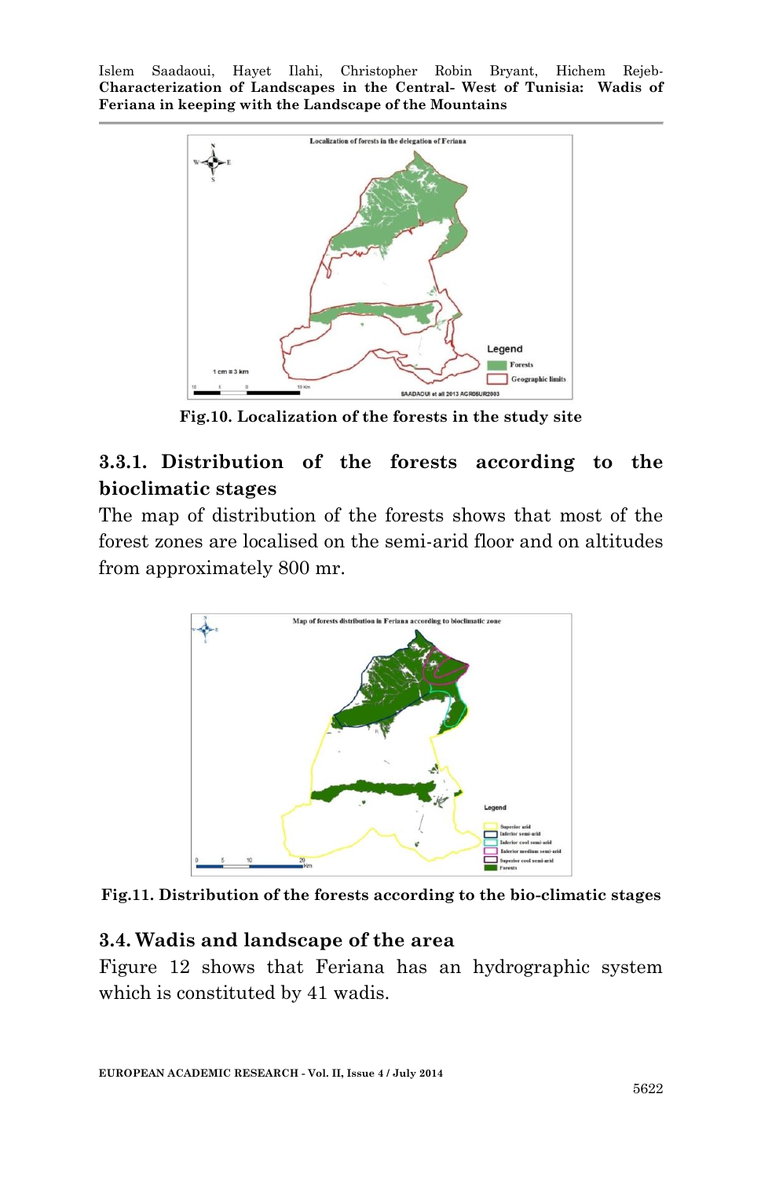Fig.10. Localization of the forests in the study site

### 3.3.1. Distribution of the forests according to the bioclimatic stages

The map of distribution of the forests shows that most of the forest zones are localised on the semi-arid floor and on altitudes from approximately 800 mr.

Fig.11. Distribution of the forests according to the bio-climatic stages

### 3.4. Wadis and landscape of the area

Figure 12 shows that Feriana has an hydrographic system which is constituted by 41 wadis.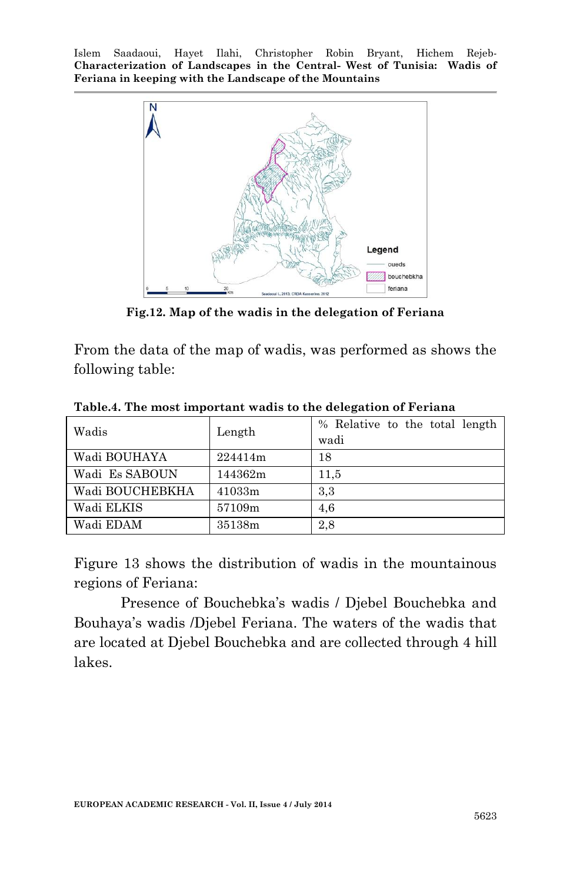Fig.12. Map of the wadis in the delegation of Feriana

From the data of the map of wadis, was performed as shows the following table:

**Table.4. The most important wadis to the delegation of Feriana**

| Wadis | Length | % Relative to the total length wadi |
|---|---|---|
| Wadi BOUHAYA | 224414m | 18 |
| Wadi Es SABOUN | 144362m | 11,5 |
| Wadi BOUCHEBKHA | 41033m | 3,3 |
| Wadi ELKIS | 57109m | 4,6 |
| Wadi EDAM | 35138m | 2,8 |

Figure 13 shows the distribution of wadis in the mountainous regions of Feriana:

Presence of Bouchebka's wadis / Djebel Bouchebka and Bouhaya's wadis /Djebel Feriana. The waters of the wadis that are located at Djebel Bouchebka and are collected through 4 hill lakes.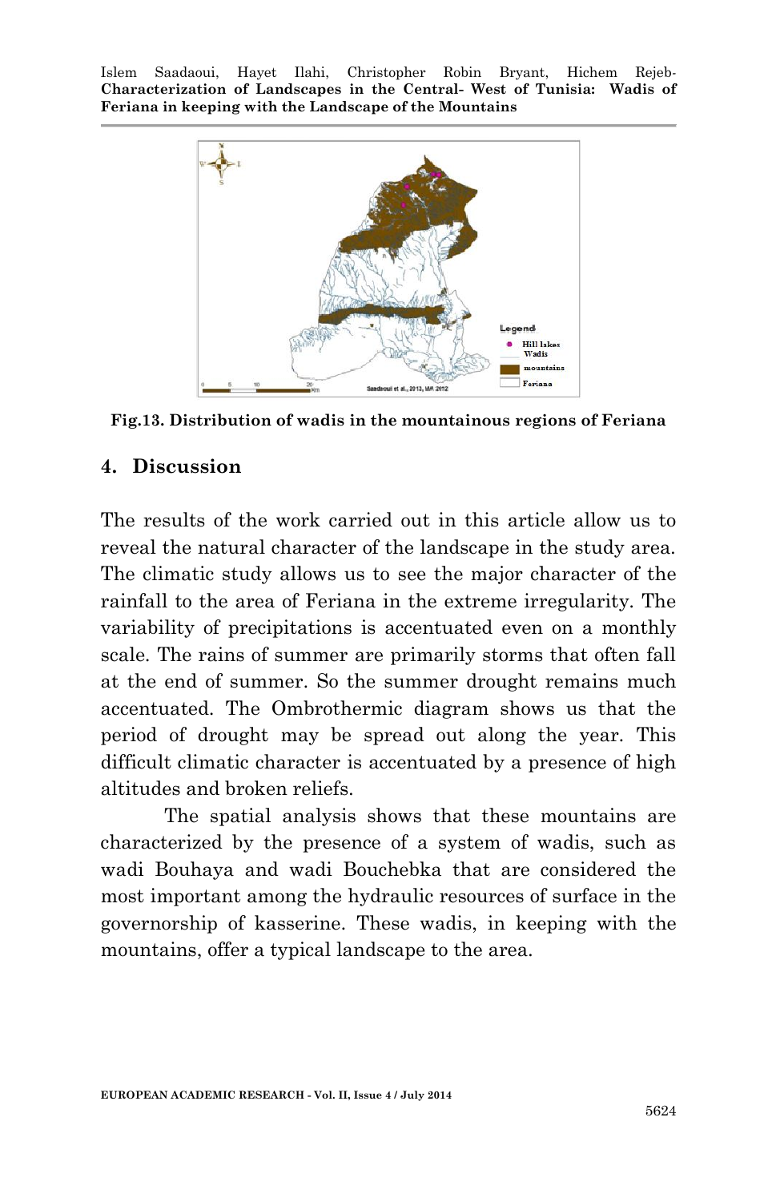Fig.13. Distribution of wadis in the mountainous regions of Feriana

## 4. Discussion

The results of the work carried out in this article allow us to reveal the natural character of the landscape in the study area. The climatic study allows us to see the major character of the rainfall to the area of Feriana in the extreme irregularity. The variability of precipitations is accentuated even on a monthly scale. The rains of summer are primarily storms that often fall at the end of summer. So the summer drought remains much accentuated. The Ombrothermic diagram shows us that the period of drought may be spread out along the year. This difficult climatic character is accentuated by a presence of high altitudes and broken reliefs.

The spatial analysis shows that these mountains are characterized by the presence of a system of wadis, such as wadi Bouhaya and wadi Bouchebka that are considered the most important among the hydraulic resources of surface in the governorship of kasserine. These wadis, in keeping with the mountains, offer a typical landscape to the area.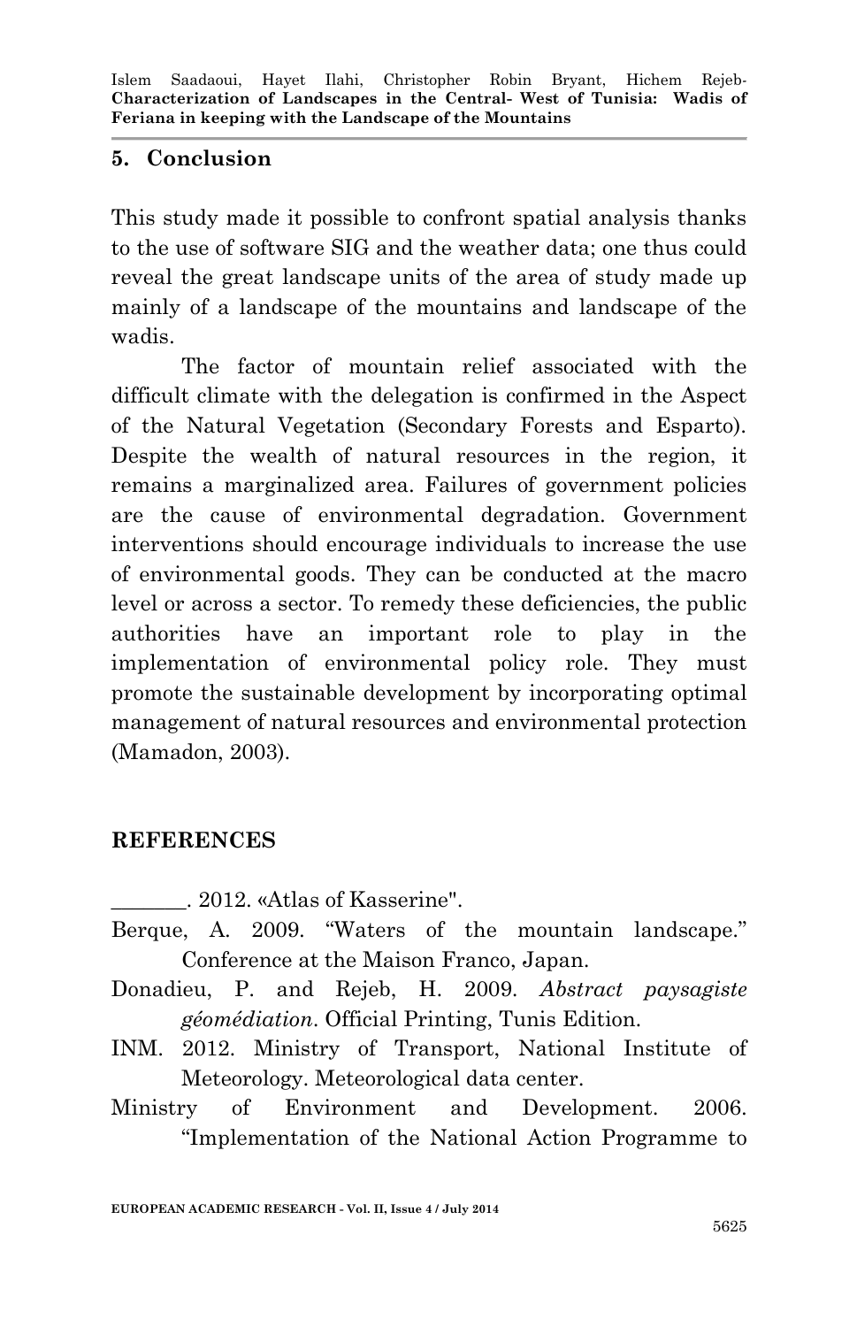## 5. Conclusion

This study made it possible to confront spatial analysis thanks to the use of software SIG and the weather data; one thus could reveal the great landscape units of the area of study made up mainly of a landscape of the mountains and landscape of the wadis.

The factor of mountain relief associated with the difficult climate with the delegation is confirmed in the Aspect of the Natural Vegetation (Secondary Forests and Esparto). Despite the wealth of natural resources in the region, it remains a marginalized area. Failures of government policies are the cause of environmental degradation. Government interventions should encourage individuals to increase the use of environmental goods. They can be conducted at the macro level or across a sector. To remedy these deficiencies, the public authorities have an important role to play in the implementation of environmental policy role. They must promote the sustainable development by incorporating optimal management of natural resources and environmental protection (Mamadon, 2003).

## REFERENCES

_______. 2012. «Atlas of Kasserine".

Berque, A. 2009. "Waters of the mountain landscape." Conference at the Maison Franco, Japan.

Donadieu, P. and Rejeb, H. 2009. *Abstract paysagiste géomédiation*. Official Printing, Tunis Edition.

INM. 2012. Ministry of Transport, National Institute of Meteorology. Meteorological data center.

Ministry of Environment and Development. 2006. "Implementation of the National Action Programme to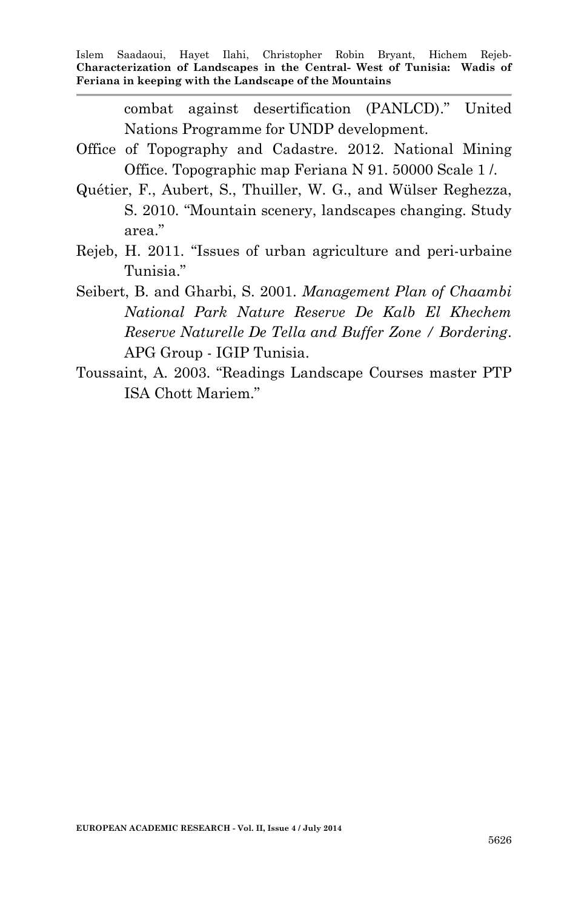combat against desertification (PANLCD)." United Nations Programme for UNDP development.

Office of Topography and Cadastre. 2012. National Mining Office. Topographic map Feriana N 91. 50000 Scale 1 /.

Quétier, F., Aubert, S., Thuiller, W. G., and Wülser Reghezza, S. 2010. "Mountain scenery, landscapes changing. Study area."

Rejeb, H. 2011. "Issues of urban agriculture and peri-urbaine Tunisia."

Seibert, B. and Gharbi, S. 2001. *Management Plan of Chaambi National Park Nature Reserve De Kalb El Khechem Reserve Naturelle De Tella and Buffer Zone / Bordering*. APG Group - IGIP Tunisia.

Toussaint, A. 2003. "Readings Landscape Courses master PTP ISA Chott Mariem."